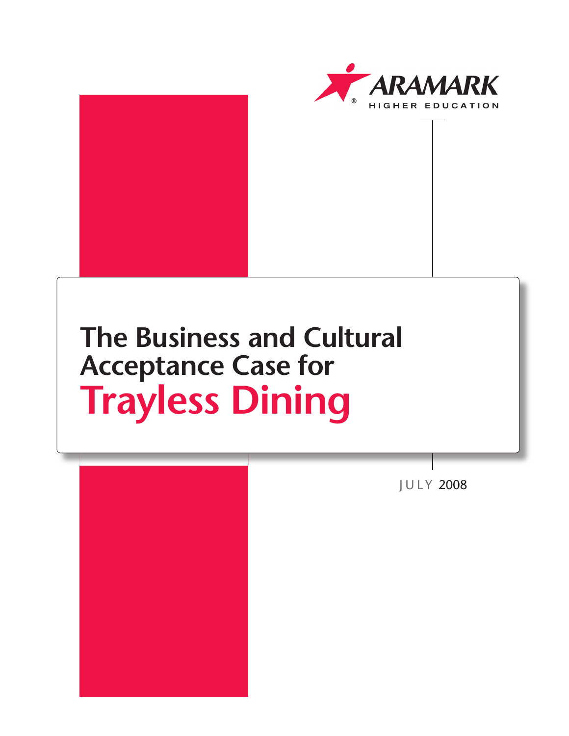ARAMARK

HIGHER EDUCATION

# The Business and Cultural Acceptance Case for Trayless Dining

JULY 2008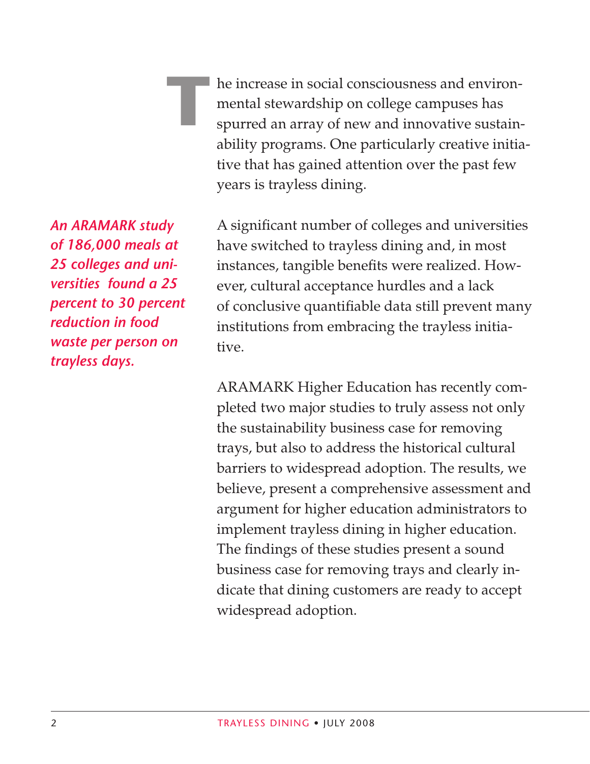The increase in social consciousness and environmental stewardship on college campuses has spurred an array of new and innovative sustainability programs. One particularly creative initiative that has gained attention over the past few years is trayless dining.

***An ARAMARK study of 186,000 meals at 25 colleges and universities found a 25 percent to 30 percent reduction in food waste per person on trayless days.***

A significant number of colleges and universities have switched to trayless dining and, in most instances, tangible benefits were realized. However, cultural acceptance hurdles and a lack of conclusive quantifiable data still prevent many institutions from embracing the trayless initiative.

ARAMARK Higher Education has recently completed two major studies to truly assess not only the sustainability business case for removing trays, but also to address the historical cultural barriers to widespread adoption. The results, we believe, present a comprehensive assessment and argument for higher education administrators to implement trayless dining in higher education. The findings of these studies present a sound business case for removing trays and clearly indicate that dining customers are ready to accept widespread adoption.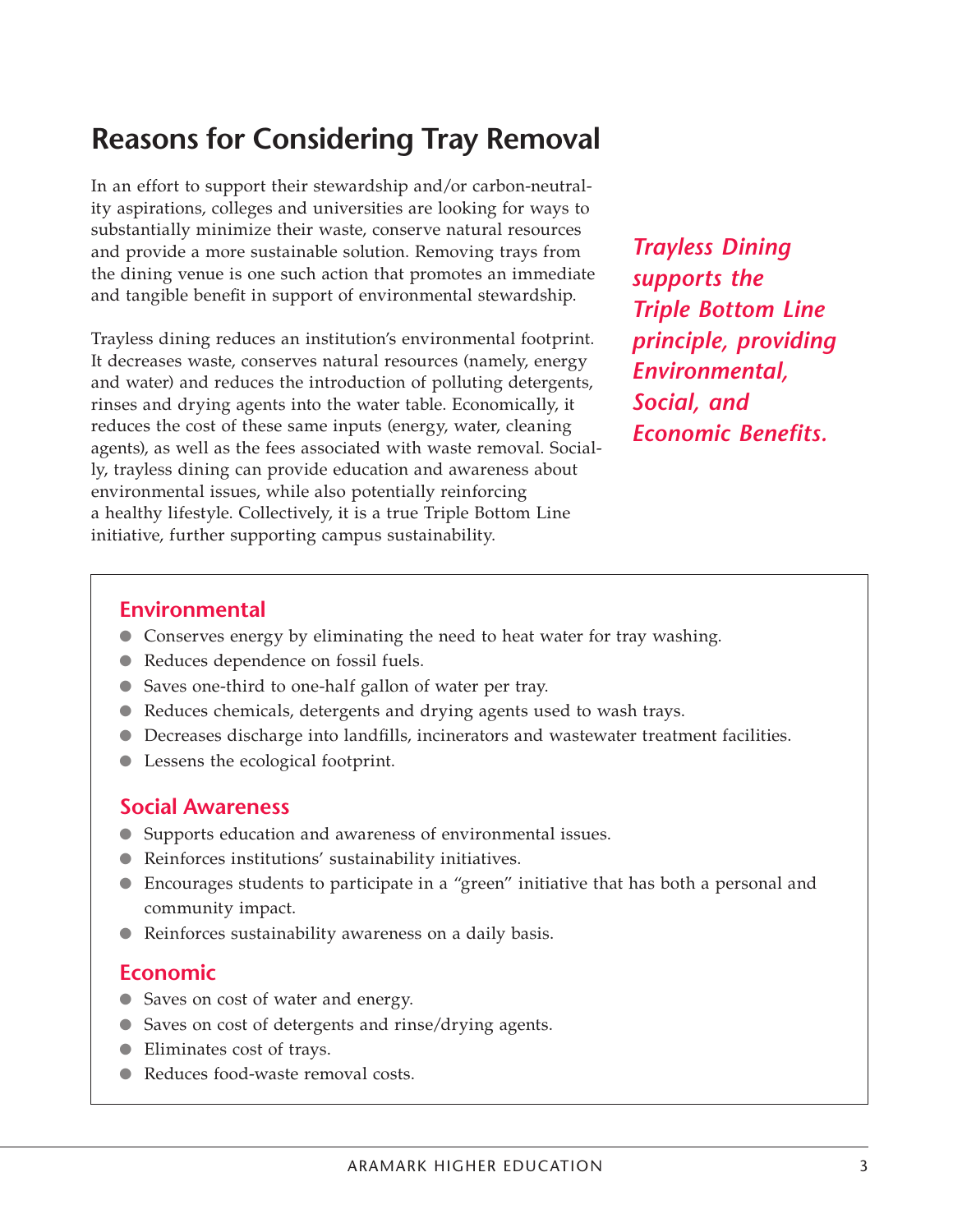## Reasons for Considering Tray Removal

In an effort to support their stewardship and/or carbon-neutrality aspirations, colleges and universities are looking for ways to substantially minimize their waste, conserve natural resources and provide a more sustainable solution. Removing trays from the dining venue is one such action that promotes an immediate and tangible benefit in support of environmental stewardship.

Trayless dining reduces an institution's environmental footprint. It decreases waste, conserves natural resources (namely, energy and water) and reduces the introduction of polluting detergents, rinses and drying agents into the water table. Economically, it reduces the cost of these same inputs (energy, water, cleaning agents), as well as the fees associated with waste removal. Socially, trayless dining can provide education and awareness about environmental issues, while also potentially reinforcing a healthy lifestyle. Collectively, it is a true Triple Bottom Line initiative, further supporting campus sustainability.

***Trayless Dining supports the Triple Bottom Line principle, providing Environmental, Social, and Economic Benefits.***

### Environmental

- Conserves energy by eliminating the need to heat water for tray washing.
- Reduces dependence on fossil fuels.
- Saves one-third to one-half gallon of water per tray.
- Reduces chemicals, detergents and drying agents used to wash trays.
- Decreases discharge into landfills, incinerators and wastewater treatment facilities.
- Lessens the ecological footprint.

### Social Awareness

- Supports education and awareness of environmental issues.
- Reinforces institutions' sustainability initiatives.
- Encourages students to participate in a "green" initiative that has both a personal and community impact.
- Reinforces sustainability awareness on a daily basis.

### Economic

- Saves on cost of water and energy.
- Saves on cost of detergents and rinse/drying agents.
- Eliminates cost of trays.
- Reduces food-waste removal costs.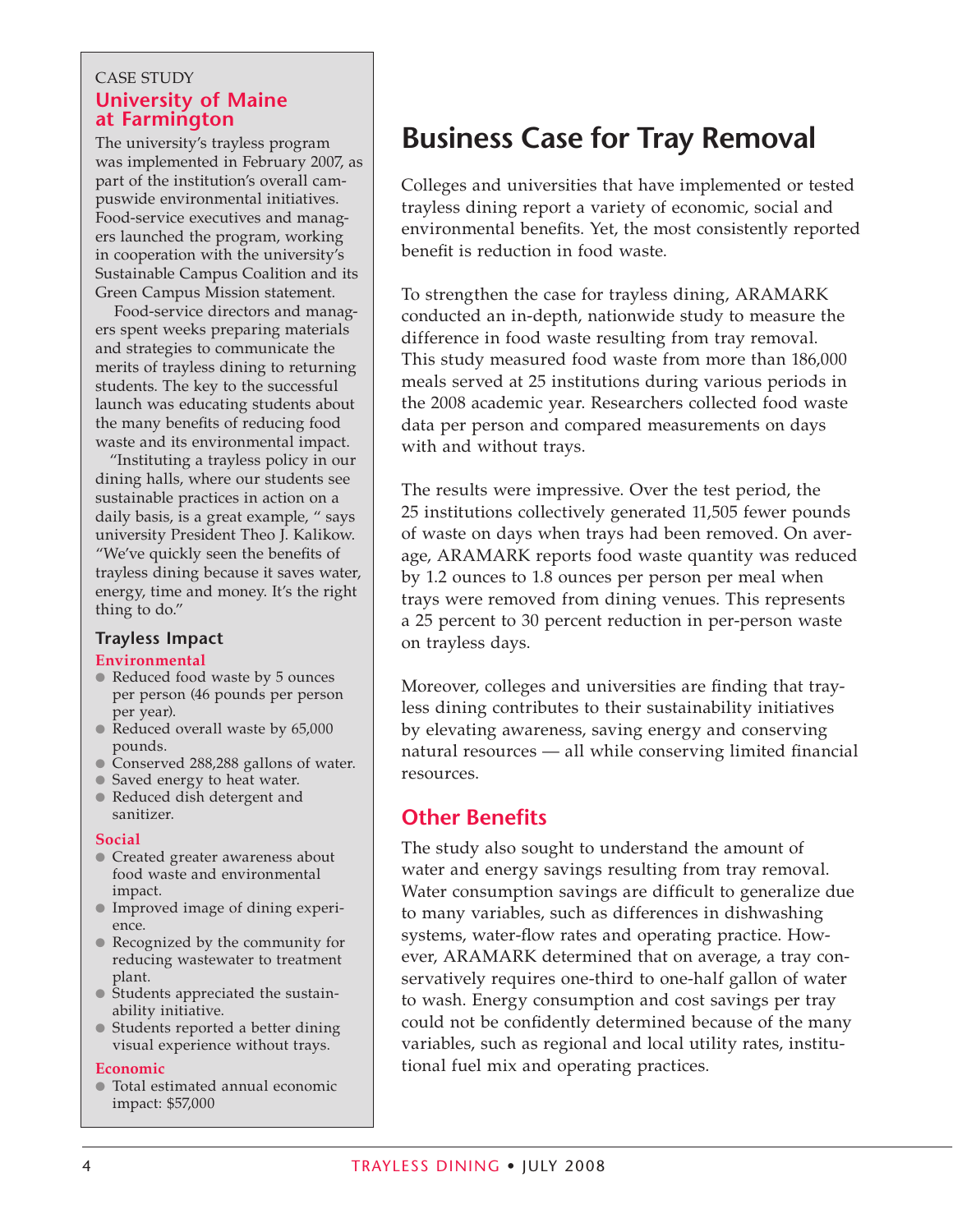## Business Case for Tray Removal

Colleges and universities that have implemented or tested trayless dining report a variety of economic, social and environmental benefits. Yet, the most consistently reported benefit is reduction in food waste.

To strengthen the case for trayless dining, ARAMARK conducted an in-depth, nationwide study to measure the difference in food waste resulting from tray removal. This study measured food waste from more than 186,000 meals served at 25 institutions during various periods in the 2008 academic year. Researchers collected food waste data per person and compared measurements on days with and without trays.

The results were impressive. Over the test period, the 25 institutions collectively generated 11,505 fewer pounds of waste on days when trays had been removed. On average, ARAMARK reports food waste quantity was reduced by 1.2 ounces to 1.8 ounces per person per meal when trays were removed from dining venues. This represents a 25 percent to 30 percent reduction in per-person waste on trayless days.

Moreover, colleges and universities are finding that trayless dining contributes to their sustainability initiatives by elevating awareness, saving energy and conserving natural resources — all while conserving limited financial resources.

### Other Benefits

The study also sought to understand the amount of water and energy savings resulting from tray removal. Water consumption savings are difficult to generalize due to many variables, such as differences in dishwashing systems, water-flow rates and operating practice. However, ARAMARK determined that on average, a tray conservatively requires one-third to one-half gallon of water to wash. Energy consumption and cost savings per tray could not be confidently determined because of the many variables, such as regional and local utility rates, institutional fuel mix and operating practices.

---

CASE STUDY

### University of Maine at Farmington

The university's trayless program was implemented in February 2007, as part of the institution's overall campuswide environmental initiatives. Food-service executives and managers launched the program, working in cooperation with the university's Sustainable Campus Coalition and its Green Campus Mission statement.

Food-service directors and managers spent weeks preparing materials and strategies to communicate the merits of trayless dining to returning students. The key to the successful launch was educating students about the many benefits of reducing food waste and its environmental impact.

"Instituting a trayless policy in our dining halls, where our students see sustainable practices in action on a daily basis, is a great example, " says university President Theo J. Kalikow. "We've quickly seen the benefits of trayless dining because it saves water, energy, time and money. It's the right thing to do."

#### Trayless Impact

**Environmental**

- Reduced food waste by 5 ounces per person (46 pounds per person per year).
- Reduced overall waste by 65,000 pounds.
- Conserved 288,288 gallons of water.
- Saved energy to heat water.
- Reduced dish detergent and sanitizer.

**Social**

- Created greater awareness about food waste and environmental impact.
- Improved image of dining experience.
- Recognized by the community for reducing wastewater to treatment plant.
- Students appreciated the sustainability initiative.
- Students reported a better dining visual experience without trays.

**Economic**

- Total estimated annual economic impact: $57,000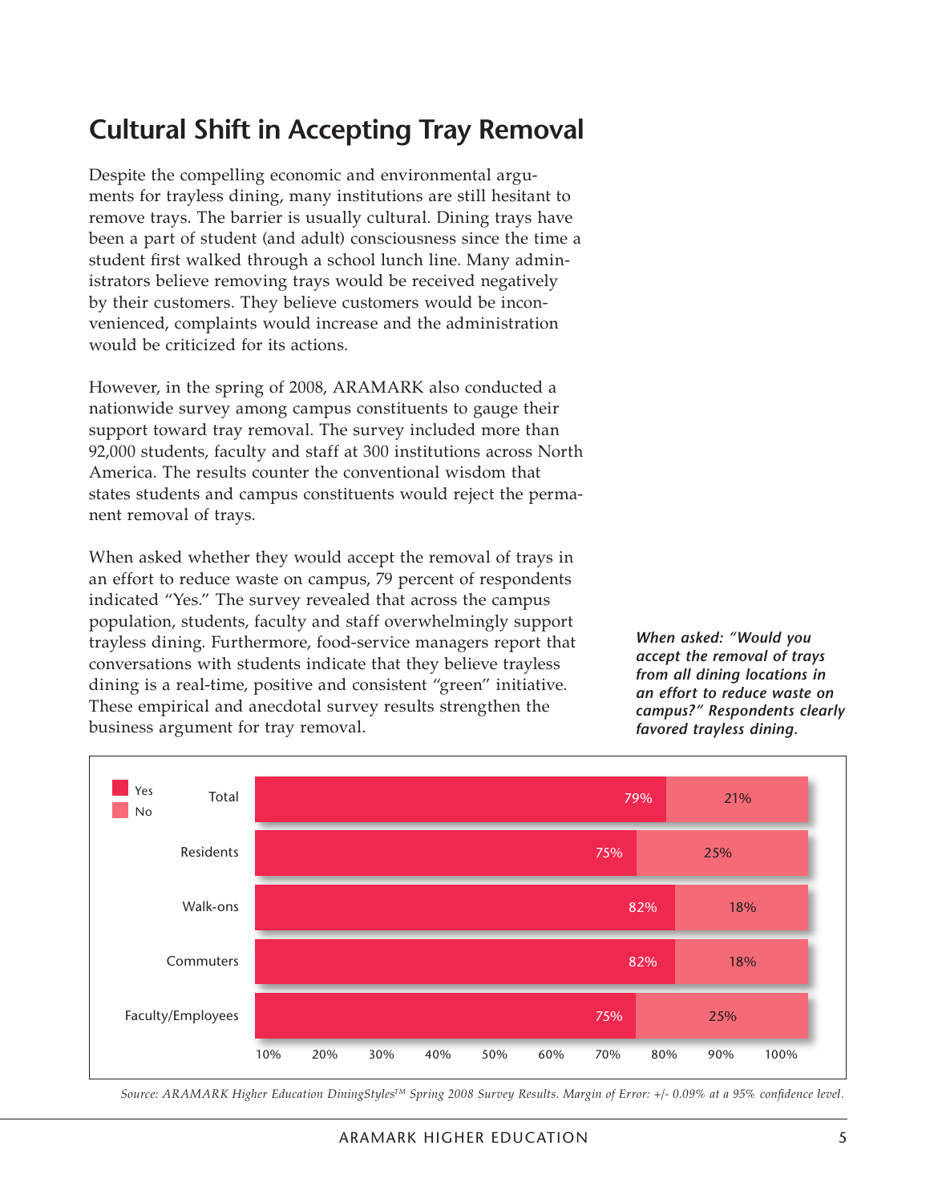## Cultural Shift in Accepting Tray Removal

Despite the compelling economic and environmental arguments for trayless dining, many institutions are still hesitant to remove trays. The barrier is usually cultural. Dining trays have been a part of student (and adult) consciousness since the time a student first walked through a school lunch line. Many administrators believe removing trays would be received negatively by their customers. They believe customers would be inconvenienced, complaints would increase and the administration would be criticized for its actions.

However, in the spring of 2008, ARAMARK also conducted a nationwide survey among campus constituents to gauge their support toward tray removal. The survey included more than 92,000 students, faculty and staff at 300 institutions across North America. The results counter the conventional wisdom that states students and campus constituents would reject the permanent removal of trays.

When asked whether they would accept the removal of trays in an effort to reduce waste on campus, 79 percent of respondents indicated "Yes." The survey revealed that across the campus population, students, faculty and staff overwhelmingly support trayless dining. Furthermore, food-service managers report that conversations with students indicate that they believe trayless dining is a real-time, positive and consistent "green" initiative. These empirical and anecdotal survey results strengthen the business argument for tray removal.

***When asked: "Would you accept the removal of trays from all dining locations in an effort to reduce waste on campus?" Respondents clearly favored trayless dining.***

| | Yes | No |
|---|---|---|
| Total | 79% | 21% |
| Residents | 75% | 25% |
| Walk-ons | 82% | 18% |
| Commuters | 82% | 18% |
| Faculty/Employees | 75% | 25% |

*Source: ARAMARK Higher Education DiningStyles™ Spring 2008 Survey Results. Margin of Error: +/- 0.09% at a 95% confidence level.*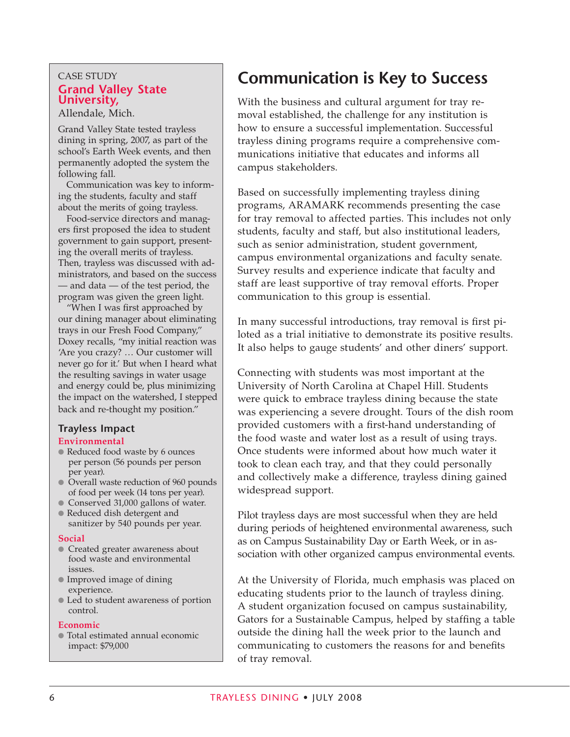CASE STUDY

## Grand Valley State University,

Allendale, Mich.

Grand Valley State tested trayless dining in spring, 2007, as part of the school's Earth Week events, and then permanently adopted the system the following fall.

Communication was key to informing the students, faculty and staff about the merits of going trayless.

Food-service directors and managers first proposed the idea to student government to gain support, presenting the overall merits of trayless. Then, trayless was discussed with administrators, and based on the success — and data — of the test period, the program was given the green light.

"When I was first approached by our dining manager about eliminating trays in our Fresh Food Company," Doxey recalls, "my initial reaction was 'Are you crazy? … Our customer will never go for it.' But when I heard what the resulting savings in water usage and energy could be, plus minimizing the impact on the watershed, I stepped back and re-thought my position."

### Trayless Impact

**Environmental**

- Reduced food waste by 6 ounces per person (56 pounds per person per year).
- Overall waste reduction of 960 pounds of food per week (14 tons per year).
- Conserved 31,000 gallons of water.
- Reduced dish detergent and sanitizer by 540 pounds per year.

**Social**

- Created greater awareness about food waste and environmental issues.
- Improved image of dining experience.
- Led to student awareness of portion control.

**Economic**

- Total estimated annual economic impact: $79,000

# Communication is Key to Success

With the business and cultural argument for tray removal established, the challenge for any institution is how to ensure a successful implementation. Successful trayless dining programs require a comprehensive communications initiative that educates and informs all campus stakeholders.

Based on successfully implementing trayless dining programs, ARAMARK recommends presenting the case for tray removal to affected parties. This includes not only students, faculty and staff, but also institutional leaders, such as senior administration, student government, campus environmental organizations and faculty senate. Survey results and experience indicate that faculty and staff are least supportive of tray removal efforts. Proper communication to this group is essential.

In many successful introductions, tray removal is first piloted as a trial initiative to demonstrate its positive results. It also helps to gauge students' and other diners' support.

Connecting with students was most important at the University of North Carolina at Chapel Hill. Students were quick to embrace trayless dining because the state was experiencing a severe drought. Tours of the dish room provided customers with a first-hand understanding of the food waste and water lost as a result of using trays. Once students were informed about how much water it took to clean each tray, and that they could personally and collectively make a difference, trayless dining gained widespread support.

Pilot trayless days are most successful when they are held during periods of heightened environmental awareness, such as on Campus Sustainability Day or Earth Week, or in association with other organized campus environmental events.

At the University of Florida, much emphasis was placed on educating students prior to the launch of trayless dining. A student organization focused on campus sustainability, Gators for a Sustainable Campus, helped by staffing a table outside the dining hall the week prior to the launch and communicating to customers the reasons for and benefits of tray removal.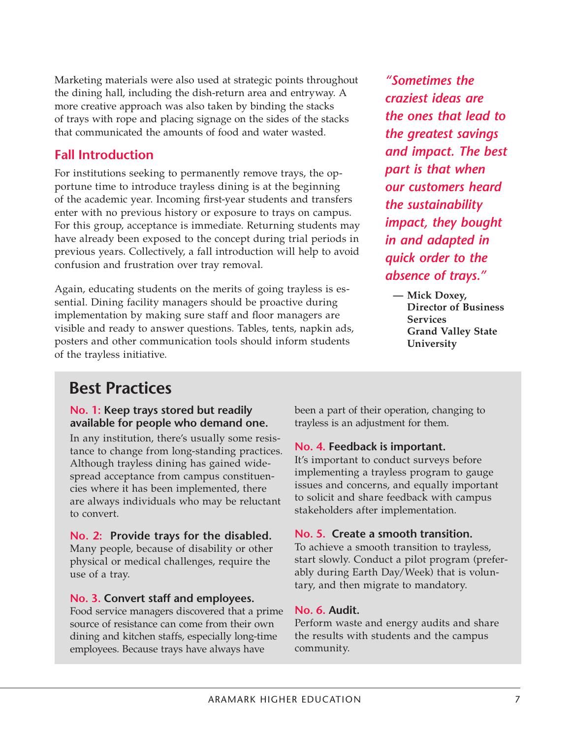Marketing materials were also used at strategic points throughout the dining hall, including the dish-return area and entryway. A more creative approach was also taken by binding the stacks of trays with rope and placing signage on the sides of the stacks that communicated the amounts of food and water wasted.

## Fall Introduction

For institutions seeking to permanently remove trays, the opportune time to introduce trayless dining is at the beginning of the academic year. Incoming first-year students and transfers enter with no previous history or exposure to trays on campus. For this group, acceptance is immediate. Returning students may have already been exposed to the concept during trial periods in previous years. Collectively, a fall introduction will help to avoid confusion and frustration over tray removal.

Again, educating students on the merits of going trayless is essential. Dining facility managers should be proactive during implementation by making sure staff and floor managers are visible and ready to answer questions. Tables, tents, napkin ads, posters and other communication tools should inform students of the trayless initiative.

> ***"Sometimes the craziest ideas are the ones that lead to the greatest savings and impact. The best part is that when our customers heard the sustainability impact, they bought in and adapted in quick order to the absence of trays."***
>
> **— Mick Doxey, Director of Business Services Grand Valley State University**

## Best Practices

**No. 1: Keep trays stored but readily available for people who demand one.**
In any institution, there's usually some resistance to change from long-standing practices. Although trayless dining has gained widespread acceptance from campus constituencies where it has been implemented, there are always individuals who may be reluctant to convert.

**No. 2: Provide trays for the disabled.**
Many people, because of disability or other physical or medical challenges, require the use of a tray.

**No. 3. Convert staff and employees.**
Food service managers discovered that a prime source of resistance can come from their own dining and kitchen staffs, especially long-time employees. Because trays have always have been a part of their operation, changing to trayless is an adjustment for them.

**No. 4. Feedback is important.**
It's important to conduct surveys before implementing a trayless program to gauge issues and concerns, and equally important to solicit and share feedback with campus stakeholders after implementation.

**No. 5. Create a smooth transition.**
To achieve a smooth transition to trayless, start slowly. Conduct a pilot program (preferably during Earth Day/Week) that is voluntary, and then migrate to mandatory.

**No. 6. Audit.**
Perform waste and energy audits and share the results with students and the campus community.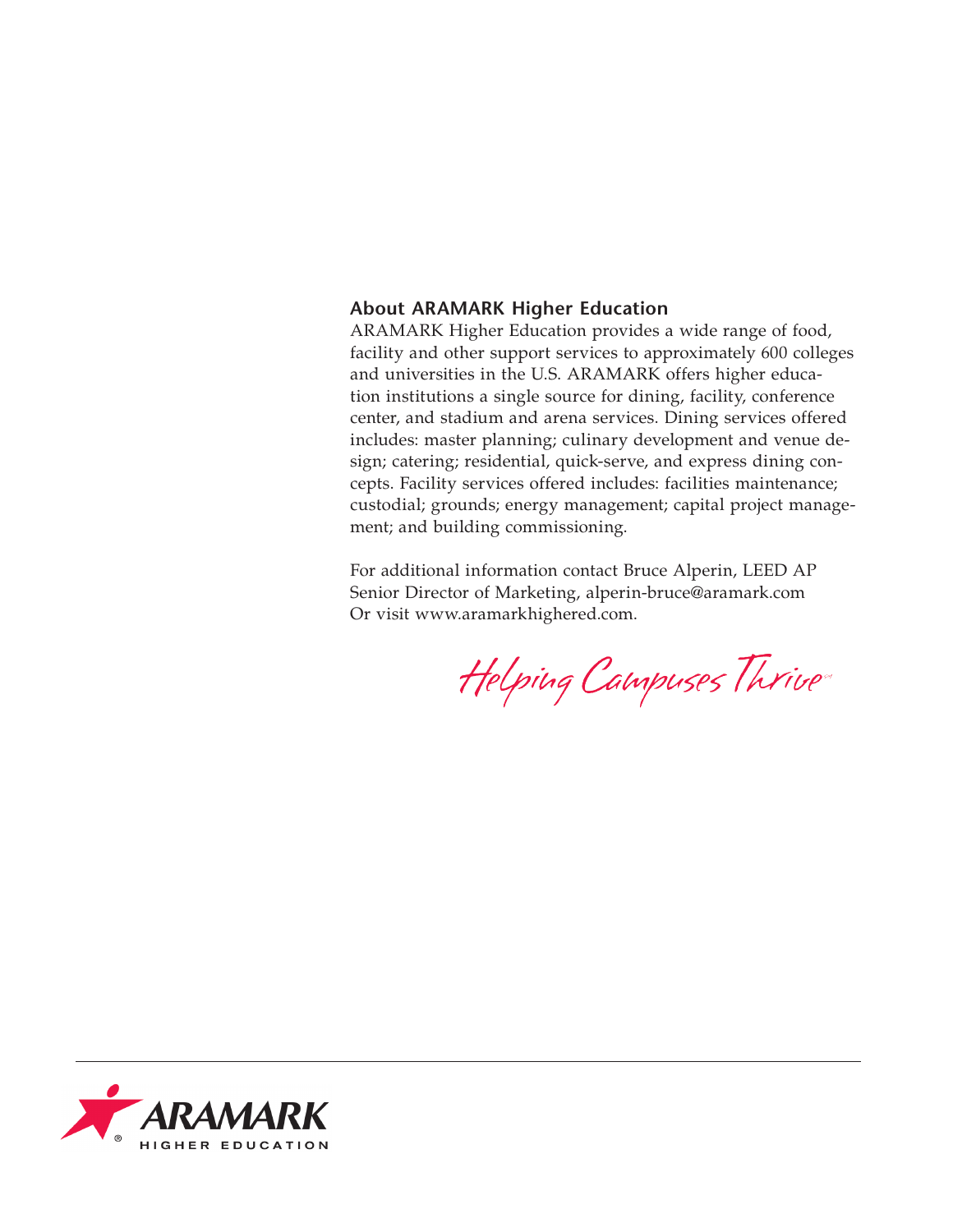### About ARAMARK Higher Education

ARAMARK Higher Education provides a wide range of food, facility and other support services to approximately 600 colleges and universities in the U.S. ARAMARK offers higher education institutions a single source for dining, facility, conference center, and stadium and arena services. Dining services offered includes: master planning; culinary development and venue design; catering; residential, quick-serve, and express dining concepts. Facility services offered includes: facilities maintenance; custodial; grounds; energy management; capital project management; and building commissioning.

For additional information contact Bruce Alperin, LEED AP
Senior Director of Marketing, alperin-bruce@aramark.com
Or visit www.aramarkhighered.com.

*Helping Campuses Thrive*℠

ARAMARK®
HIGHER EDUCATION